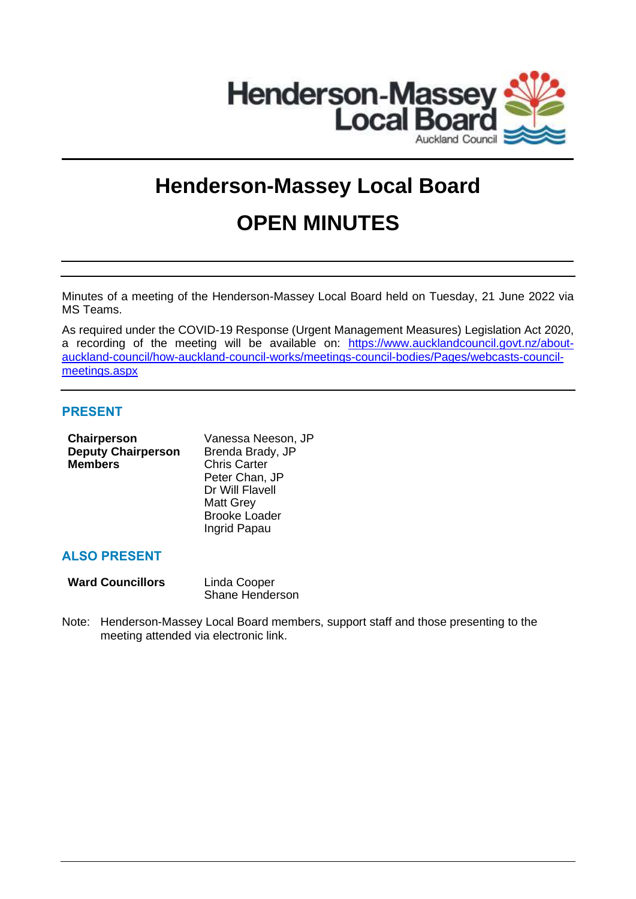# Henderson-Massey Local Board

# OPEN MINUTES

Minutes of a meeting of the Henderson-Massey Local Board held on Tuesday, 21 June 2022 via MS Teams.

As required under the COVID-19 Response (Urgent Management Measures) Legislation Act 2020, a recording of the meeting will be available on: [https://www.aucklandcouncil.govt.nz/about-auckland-council/how-auckland-council-works/meetings-council-bodies/Pages/webcasts-council-meetings.aspx](https://www.aucklandcouncil.govt.nz/about-auckland-council/how-auckland-council-works/meetings-council-bodies/Pages/webcasts-council-meetings.aspx)

## PRESENT

| | |
|---|---|
| **Chairperson** | Vanessa Neeson, JP |
| **Deputy Chairperson** | Brenda Brady, JP |
| **Members** | Chris Carter |
| | Peter Chan, JP |
| | Dr Will Flavell |
| | Matt Grey |
| | Brooke Loader |
| | Ingrid Papau |

## ALSO PRESENT

| | |
|---|---|
| **Ward Councillors** | Linda Cooper |
| | Shane Henderson |

Note: Henderson-Massey Local Board members, support staff and those presenting to the meeting attended via electronic link.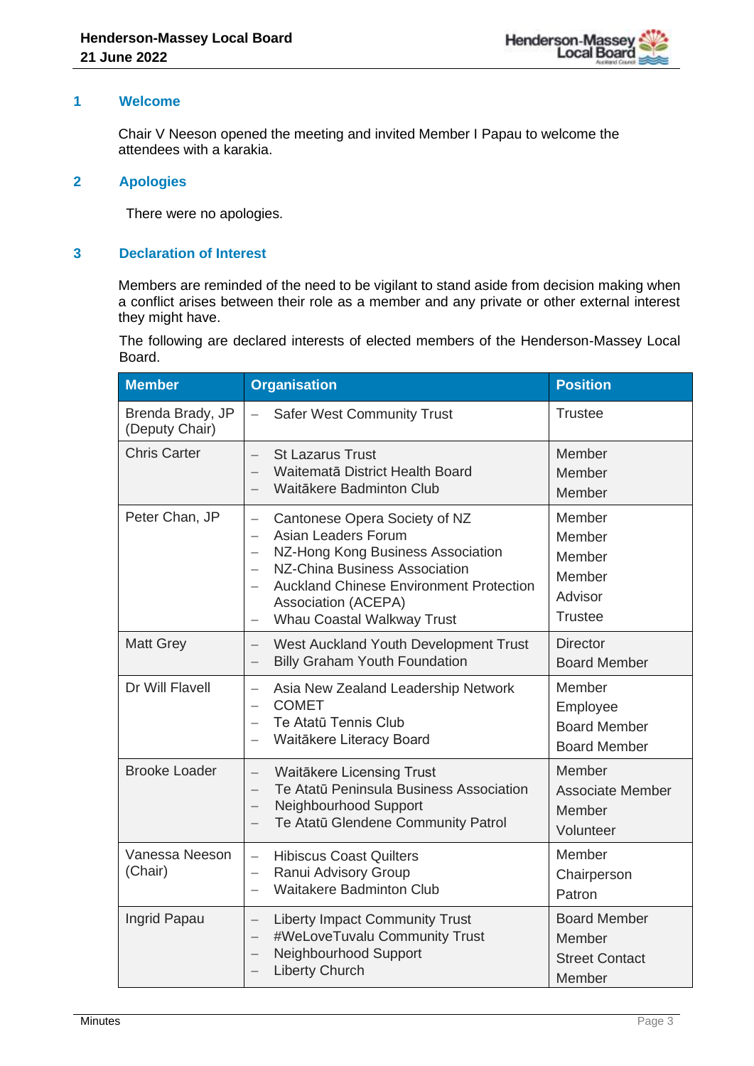## 1 Welcome

Chair V Neeson opened the meeting and invited Member I Papau to welcome the attendees with a karakia.

## 2 Apologies

There were no apologies.

## 3 Declaration of Interest

Members are reminded of the need to be vigilant to stand aside from decision making when a conflict arises between their role as a member and any private or other external interest they might have.

The following are declared interests of elected members of the Henderson-Massey Local Board.

| Member | Organisation | Position |
|---|---|---|
| Brenda Brady, JP (Deputy Chair) | – Safer West Community Trust | Trustee |
| Chris Carter | – St Lazarus Trust<br>– Waitematā District Health Board<br>– Waitākere Badminton Club | Member<br>Member<br>Member |
| Peter Chan, JP | – Cantonese Opera Society of NZ<br>– Asian Leaders Forum<br>– NZ-Hong Kong Business Association<br>– NZ-China Business Association<br>– Auckland Chinese Environment Protection Association (ACEPA)<br>– Whau Coastal Walkway Trust | Member<br>Member<br>Member<br>Member<br>Advisor<br>Trustee |
| Matt Grey | – West Auckland Youth Development Trust<br>– Billy Graham Youth Foundation | Director<br>Board Member |
| Dr Will Flavell | – Asia New Zealand Leadership Network<br>– COMET<br>– Te Atatū Tennis Club<br>– Waitākere Literacy Board | Member<br>Employee<br>Board Member<br>Board Member |
| Brooke Loader | – Waitākere Licensing Trust<br>– Te Atatū Peninsula Business Association<br>– Neighbourhood Support<br>– Te Atatū Glendene Community Patrol | Member<br>Associate Member<br>Member<br>Volunteer |
| Vanessa Neeson (Chair) | – Hibiscus Coast Quilters<br>– Ranui Advisory Group<br>– Waitakere Badminton Club | Member<br>Chairperson<br>Patron |
| Ingrid Papau | – Liberty Impact Community Trust<br>– #WeLoveTuvalu Community Trust<br>– Neighbourhood Support<br>– Liberty Church | Board Member<br>Member<br>Street Contact<br>Member |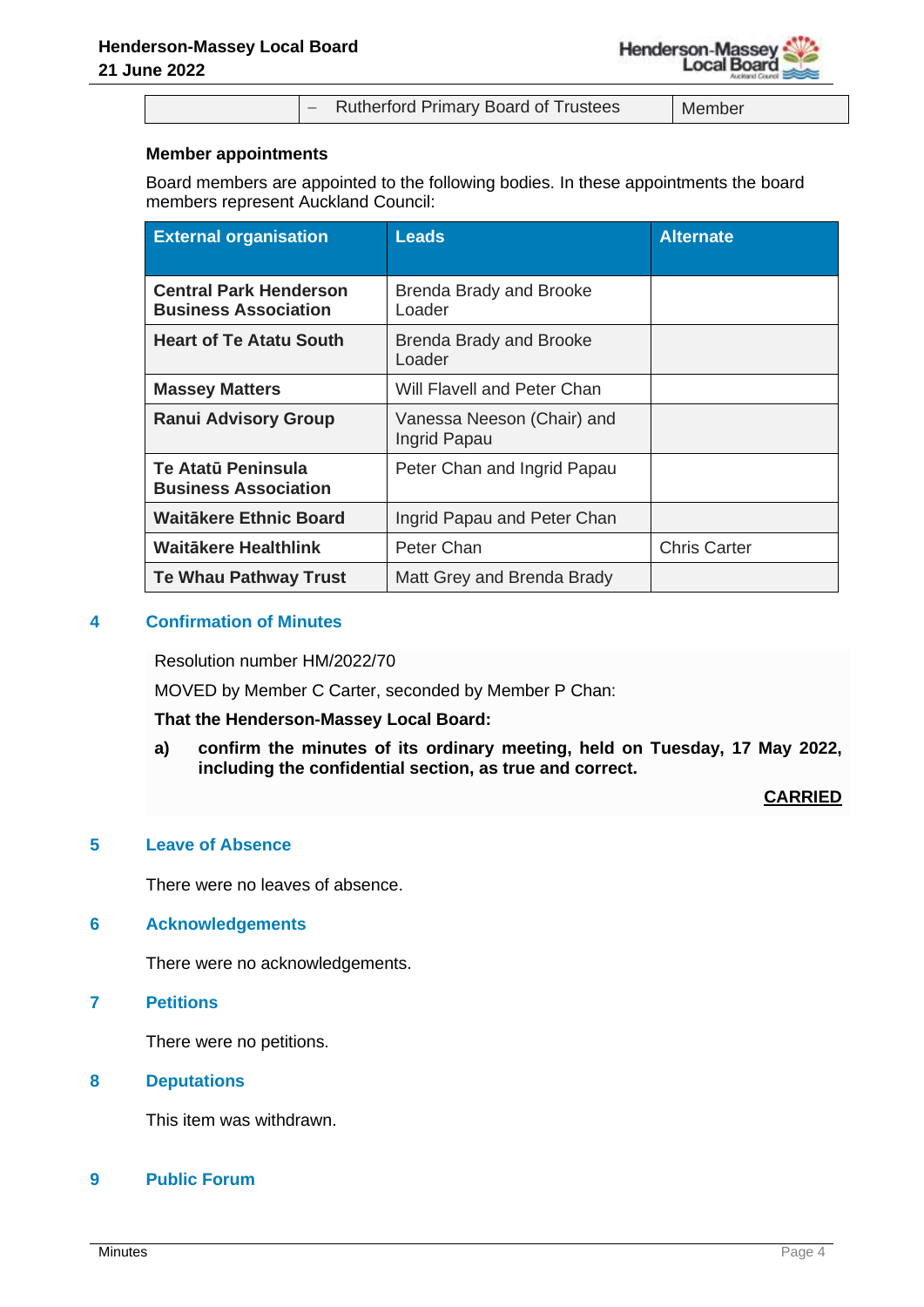| | – Rutherford Primary Board of Trustees | Member |
|---|---|---|

**Member appointments**

Board members are appointed to the following bodies. In these appointments the board members represent Auckland Council:

| External organisation | Leads | Alternate |
|---|---|---|
| **Central Park Henderson Business Association** | Brenda Brady and Brooke Loader | |
| **Heart of Te Atatu South** | Brenda Brady and Brooke Loader | |
| **Massey Matters** | Will Flavell and Peter Chan | |
| **Ranui Advisory Group** | Vanessa Neeson (Chair) and Ingrid Papau | |
| **Te Atatū Peninsula Business Association** | Peter Chan and Ingrid Papau | |
| **Waitākere Ethnic Board** | Ingrid Papau and Peter Chan | |
| **Waitākere Healthlink** | Peter Chan | Chris Carter |
| **Te Whau Pathway Trust** | Matt Grey and Brenda Brady | |

## 4 Confirmation of Minutes

Resolution number HM/2022/70

MOVED by Member C Carter, seconded by Member P Chan:

**That the Henderson-Massey Local Board:**

**a) confirm the minutes of its ordinary meeting, held on Tuesday, 17 May 2022, including the confidential section, as true and correct.**

**CARRIED**

## 5 Leave of Absence

There were no leaves of absence.

## 6 Acknowledgements

There were no acknowledgements.

## 7 Petitions

There were no petitions.

## 8 Deputations

This item was withdrawn.

## 9 Public Forum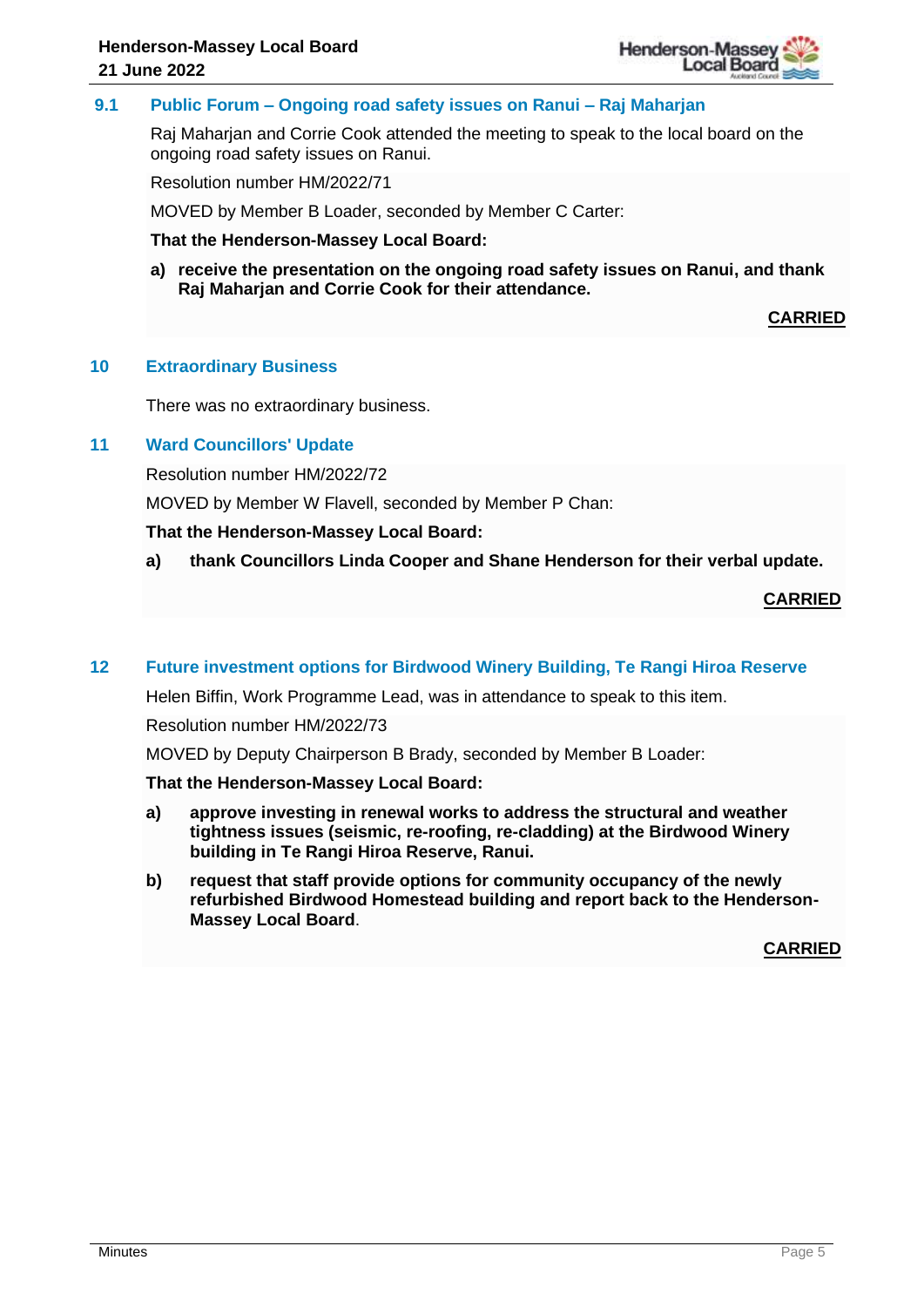## 9.1 Public Forum – Ongoing road safety issues on Ranui – Raj Maharjan

Raj Maharjan and Corrie Cook attended the meeting to speak to the local board on the ongoing road safety issues on Ranui.

Resolution number HM/2022/71

MOVED by Member B Loader, seconded by Member C Carter:

**That the Henderson-Massey Local Board:**

**a) receive the presentation on the ongoing road safety issues on Ranui, and thank Raj Maharjan and Corrie Cook for their attendance.**

**CARRIED**

## 10 Extraordinary Business

There was no extraordinary business.

## 11 Ward Councillors' Update

Resolution number HM/2022/72

MOVED by Member W Flavell, seconded by Member P Chan:

**That the Henderson-Massey Local Board:**

**a) thank Councillors Linda Cooper and Shane Henderson for their verbal update.**

**CARRIED**

## 12 Future investment options for Birdwood Winery Building, Te Rangi Hiroa Reserve

Helen Biffin, Work Programme Lead, was in attendance to speak to this item.

Resolution number HM/2022/73

MOVED by Deputy Chairperson B Brady, seconded by Member B Loader:

**That the Henderson-Massey Local Board:**

**a) approve investing in renewal works to address the structural and weather tightness issues (seismic, re-roofing, re-cladding) at the Birdwood Winery building in Te Rangi Hiroa Reserve, Ranui.**

**b) request that staff provide options for community occupancy of the newly refurbished Birdwood Homestead building and report back to the Henderson-Massey Local Board.**

**CARRIED**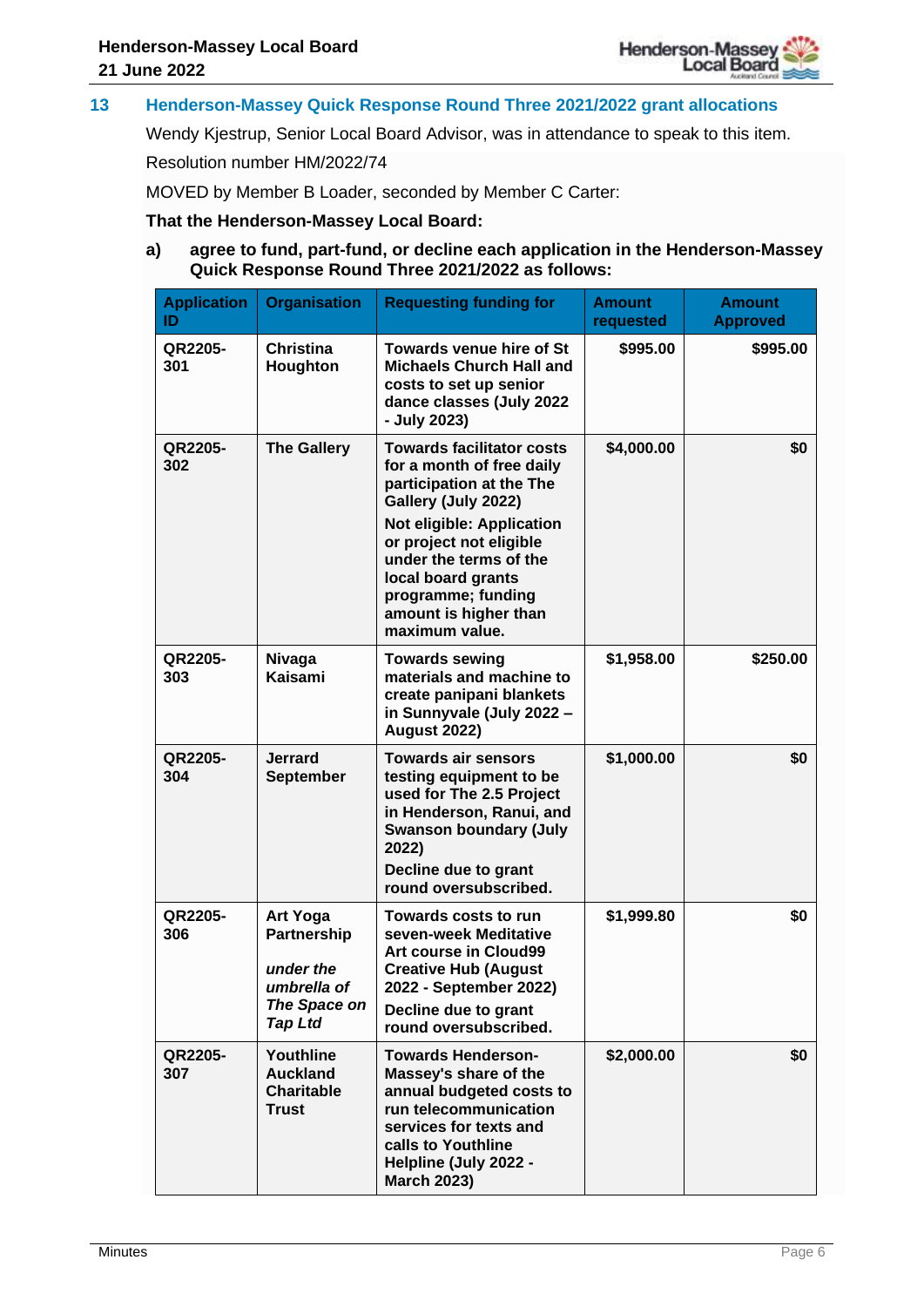## 13 Henderson-Massey Quick Response Round Three 2021/2022 grant allocations

Wendy Kjestrup, Senior Local Board Advisor, was in attendance to speak to this item.

Resolution number HM/2022/74

MOVED by Member B Loader, seconded by Member C Carter:

**That the Henderson-Massey Local Board:**

**a) agree to fund, part-fund, or decline each application in the Henderson-Massey Quick Response Round Three 2021/2022 as follows:**

| Application ID | Organisation | Requesting funding for | Amount requested | Amount Approved |
|---|---|---|---|---|
| **QR2205-301** | **Christina Houghton** | **Towards venue hire of St Michaels Church Hall and costs to set up senior dance classes (July 2022 - July 2023)** | **$995.00** | **$995.00** |
| **QR2205-302** | **The Gallery** | **Towards facilitator costs for a month of free daily participation at the The Gallery (July 2022)** **Not eligible: Application or project not eligible under the terms of the local board grants programme; funding amount is higher than maximum value.** | **$4,000.00** | **$0** |
| **QR2205-303** | **Nivaga Kaisami** | **Towards sewing materials and machine to create panipani blankets in Sunnyvale (July 2022 – August 2022)** | **$1,958.00** | **$250.00** |
| **QR2205-304** | **Jerrard September** | **Towards air sensors testing equipment to be used for The 2.5 Project in Henderson, Ranui, and Swanson boundary (July 2022)** **Decline due to grant round oversubscribed.** | **$1,000.00** | **$0** |
| **QR2205-306** | **Art Yoga Partnership** ***under the umbrella of The Space on Tap Ltd*** | **Towards costs to run seven-week Meditative Art course in Cloud99 Creative Hub (August 2022 - September 2022)** **Decline due to grant round oversubscribed.** | **$1,999.80** | **$0** |
| **QR2205-307** | **Youthline Auckland Charitable Trust** | **Towards Henderson-Massey's share of the annual budgeted costs to run telecommunication services for texts and calls to Youthline Helpline (July 2022 - March 2023)** | **$2,000.00** | **$0** |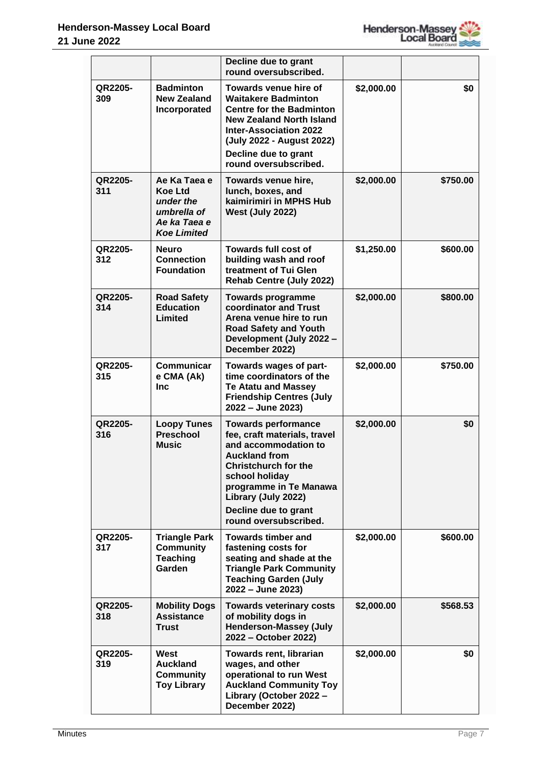| | | | | |
|---|---|---|---|---|
| | | Decline due to grant round oversubscribed. | | |
| QR2205-309 | Badminton New Zealand Incorporated | Towards venue hire of Waitakere Badminton Centre for the Badminton New Zealand North Island Inter-Association 2022 (July 2022 - August 2022) Decline due to grant round oversubscribed. | $2,000.00 | $0 |
| QR2205-311 | Ae Ka Taea e Koe Ltd *under the umbrella of Ae ka Taea e Koe Limited* | Towards venue hire, lunch, boxes, and kaimirimiri in MPHS Hub West (July 2022) | $2,000.00 | $750.00 |
| QR2205-312 | Neuro Connection Foundation | Towards full cost of building wash and roof treatment of Tui Glen Rehab Centre (July 2022) | $1,250.00 | $600.00 |
| QR2205-314 | Road Safety Education Limited | Towards programme coordinator and Trust Arena venue hire to run Road Safety and Youth Development (July 2022 – December 2022) | $2,000.00 | $800.00 |
| QR2205-315 | Communicare CMA (Ak) Inc | Towards wages of part-time coordinators of the Te Atatu and Massey Friendship Centres (July 2022 – June 2023) | $2,000.00 | $750.00 |
| QR2205-316 | Loopy Tunes Preschool Music | Towards performance fee, craft materials, travel and accommodation to Auckland from Christchurch for the school holiday programme in Te Manawa Library (July 2022) Decline due to grant round oversubscribed. | $2,000.00 | $0 |
| QR2205-317 | Triangle Park Community Teaching Garden | Towards timber and fastening costs for seating and shade at the Triangle Park Community Teaching Garden (July 2022 – June 2023) | $2,000.00 | $600.00 |
| QR2205-318 | Mobility Dogs Assistance Trust | Towards veterinary costs of mobility dogs in Henderson-Massey (July 2022 – October 2022) | $2,000.00 | $568.53 |
| QR2205-319 | West Auckland Community Toy Library | Towards rent, librarian wages, and other operational to run West Auckland Community Toy Library (October 2022 – December 2022) | $2,000.00 | $0 |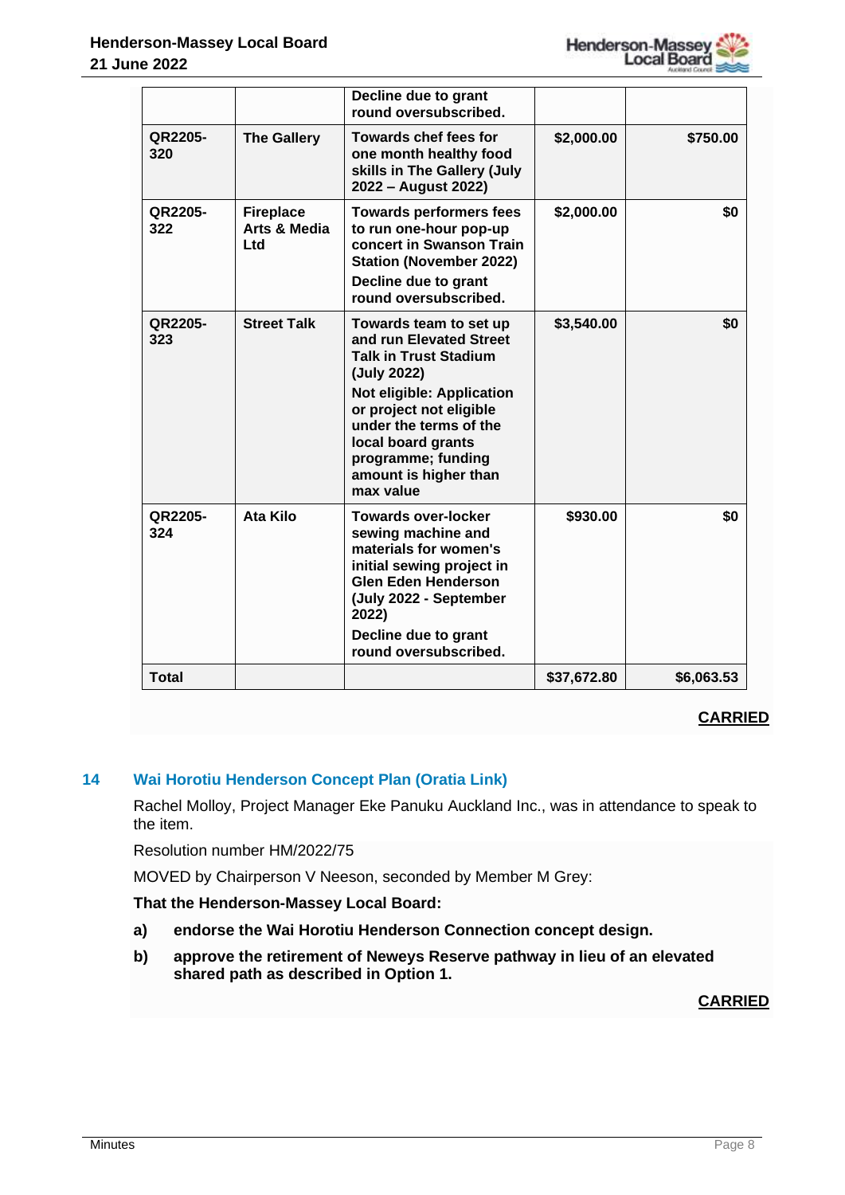| | | Decline due to grant round oversubscribed. | | |
|---|---|---|---|---|
| QR2205-320 | The Gallery | Towards chef fees for one month healthy food skills in The Gallery (July 2022 – August 2022) | $2,000.00 | $750.00 |
| QR2205-322 | Fireplace Arts & Media Ltd | Towards performers fees to run one-hour pop-up concert in Swanson Train Station (November 2022)<br>Decline due to grant round oversubscribed. | $2,000.00 | $0 |
| QR2205-323 | Street Talk | Towards team to set up and run Elevated Street Talk in Trust Stadium (July 2022)<br>Not eligible: Application or project not eligible under the terms of the local board grants programme; funding amount is higher than max value | $3,540.00 | $0 |
| QR2205-324 | Ata Kilo | Towards over-locker sewing machine and materials for women's initial sewing project in Glen Eden Henderson (July 2022 - September 2022)<br>Decline due to grant round oversubscribed. | $930.00 | $0 |
| Total | | | $37,672.80 | $6,063.53 |

**CARRIED**

## 14 Wai Horotiu Henderson Concept Plan (Oratia Link)

Rachel Molloy, Project Manager Eke Panuku Auckland Inc., was in attendance to speak to the item.

Resolution number HM/2022/75

MOVED by Chairperson V Neeson, seconded by Member M Grey:

**That the Henderson-Massey Local Board:**

**a) endorse the Wai Horotiu Henderson Connection concept design.**

**b) approve the retirement of Neweys Reserve pathway in lieu of an elevated shared path as described in Option 1.**

**CARRIED**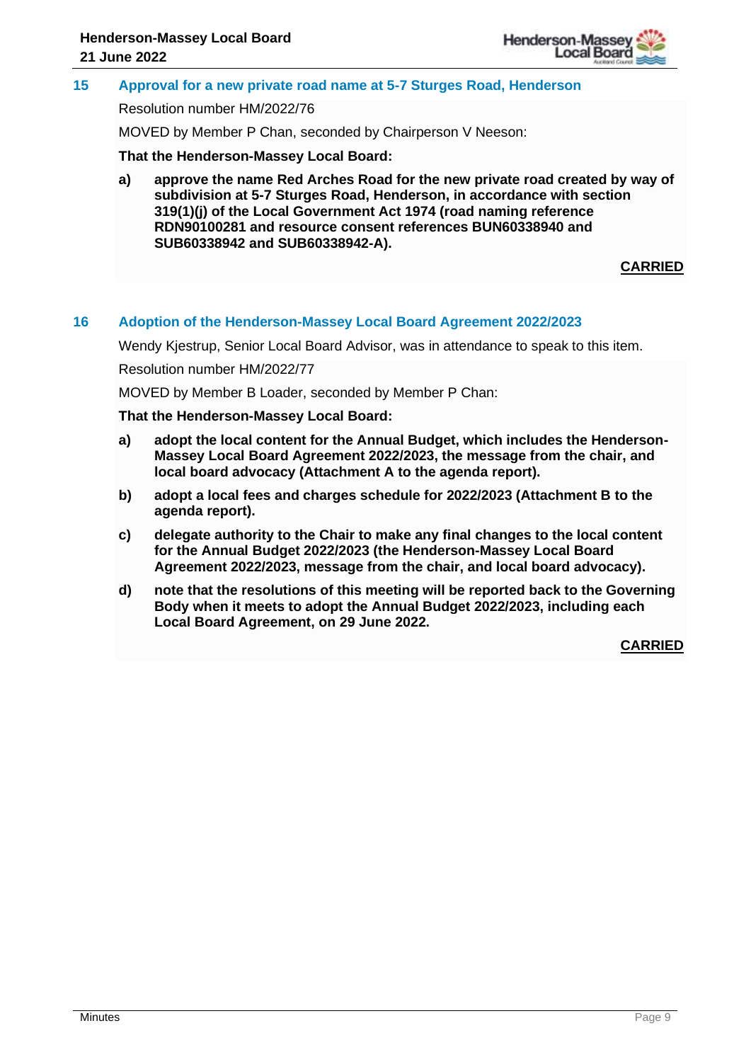## 15 Approval for a new private road name at 5-7 Sturges Road, Henderson

Resolution number HM/2022/76

MOVED by Member P Chan, seconded by Chairperson V Neeson:

**That the Henderson-Massey Local Board:**

**a) approve the name Red Arches Road for the new private road created by way of subdivision at 5-7 Sturges Road, Henderson, in accordance with section 319(1)(j) of the Local Government Act 1974 (road naming reference RDN90100281 and resource consent references BUN60338940 and SUB60338942 and SUB60338942-A).**

**CARRIED**

## 16 Adoption of the Henderson-Massey Local Board Agreement 2022/2023

Wendy Kjestrup, Senior Local Board Advisor, was in attendance to speak to this item.

Resolution number HM/2022/77

MOVED by Member B Loader, seconded by Member P Chan:

**That the Henderson-Massey Local Board:**

**a) adopt the local content for the Annual Budget, which includes the Henderson-Massey Local Board Agreement 2022/2023, the message from the chair, and local board advocacy (Attachment A to the agenda report).**

**b) adopt a local fees and charges schedule for 2022/2023 (Attachment B to the agenda report).**

**c) delegate authority to the Chair to make any final changes to the local content for the Annual Budget 2022/2023 (the Henderson-Massey Local Board Agreement 2022/2023, message from the chair, and local board advocacy).**

**d) note that the resolutions of this meeting will be reported back to the Governing Body when it meets to adopt the Annual Budget 2022/2023, including each Local Board Agreement, on 29 June 2022.**

**CARRIED**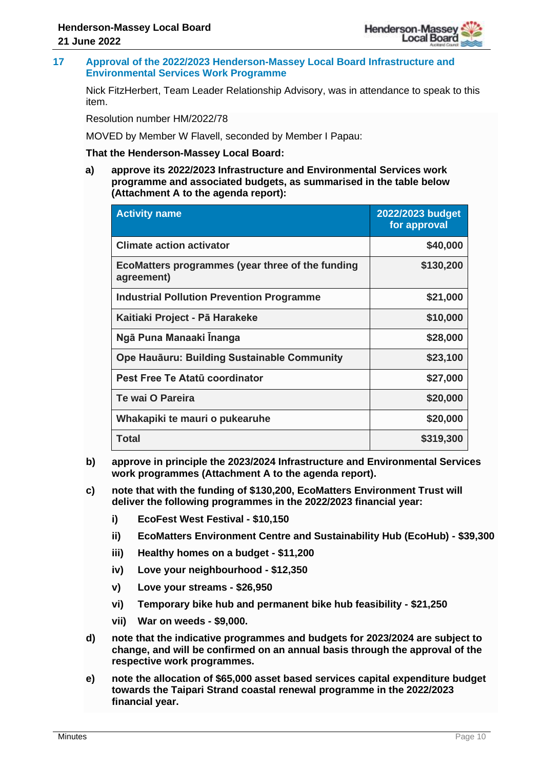## 17 Approval of the 2022/2023 Henderson-Massey Local Board Infrastructure and Environmental Services Work Programme

Nick FitzHerbert, Team Leader Relationship Advisory, was in attendance to speak to this item.

Resolution number HM/2022/78

MOVED by Member W Flavell, seconded by Member I Papau:

**That the Henderson-Massey Local Board:**

**a) approve its 2022/2023 Infrastructure and Environmental Services work programme and associated budgets, as summarised in the table below (Attachment A to the agenda report):**

| Activity name | 2022/2023 budget for approval |
|---|---:|
| Climate action activator | $40,000 |
| EcoMatters programmes (year three of the funding agreement) | $130,200 |
| Industrial Pollution Prevention Programme | $21,000 |
| Kaitiaki Project - Pā Harakeke | $10,000 |
| Ngā Puna Manaaki Īnanga | $28,000 |
| Ope Hauāuru: Building Sustainable Community | $23,100 |
| Pest Free Te Atatū coordinator | $27,000 |
| Te wai O Pareira | $20,000 |
| Whakapiki te mauri o pukearuhe | $20,000 |
| Total | $319,300 |

**b) approve in principle the 2023/2024 Infrastructure and Environmental Services work programmes (Attachment A to the agenda report).**

**c) note that with the funding of $130,200, EcoMatters Environment Trust will deliver the following programmes in the 2022/2023 financial year:**

**i) EcoFest West Festival - $10,150**

**ii) EcoMatters Environment Centre and Sustainability Hub (EcoHub) - $39,300**

**iii) Healthy homes on a budget - $11,200**

**iv) Love your neighbourhood - $12,350**

**v) Love your streams - $26,950**

**vi) Temporary bike hub and permanent bike hub feasibility - $21,250**

**vii) War on weeds - $9,000.**

**d) note that the indicative programmes and budgets for 2023/2024 are subject to change, and will be confirmed on an annual basis through the approval of the respective work programmes.**

**e) note the allocation of $65,000 asset based services capital expenditure budget towards the Taipari Strand coastal renewal programme in the 2022/2023 financial year.**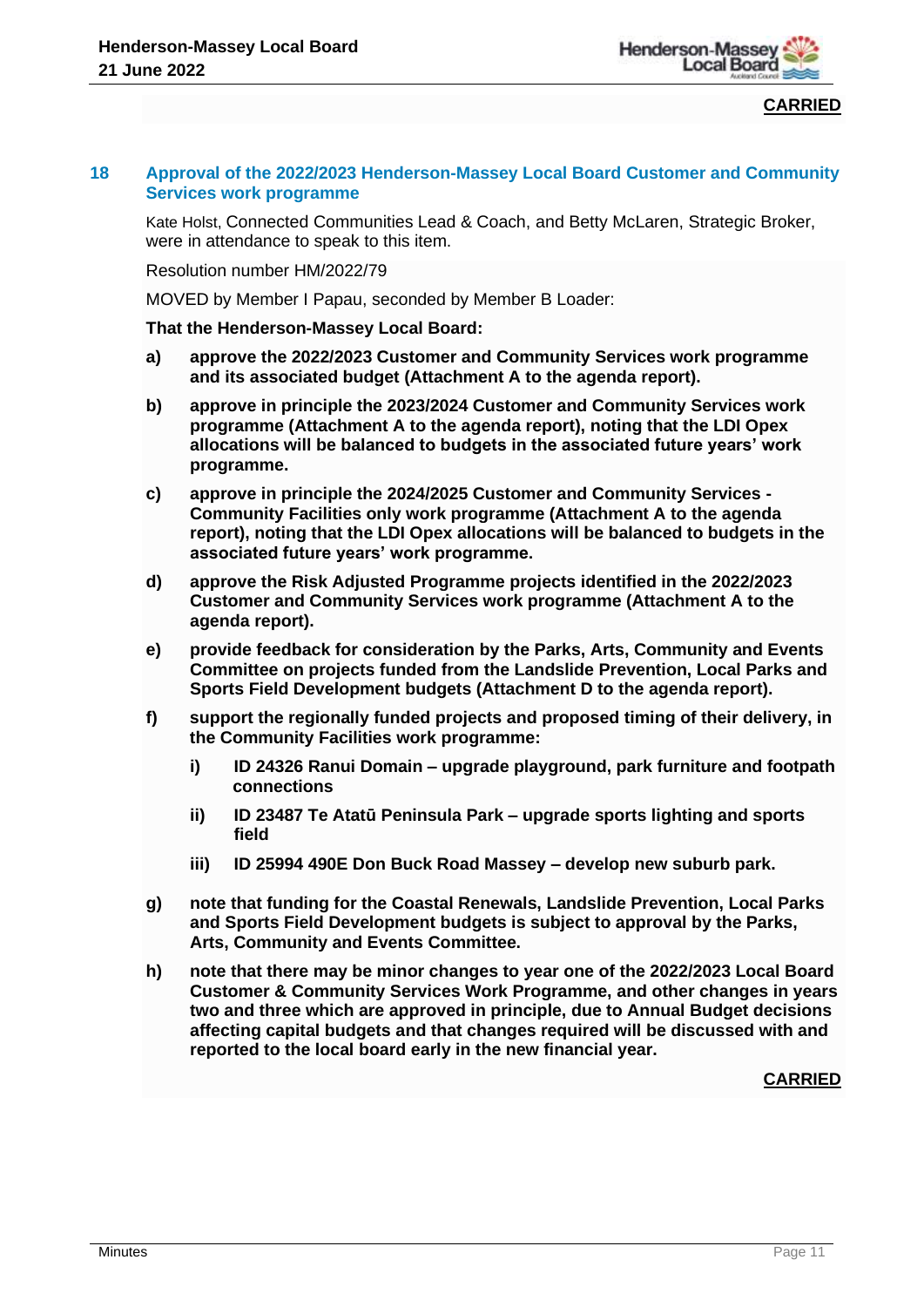**CARRIED**

## 18 Approval of the 2022/2023 Henderson-Massey Local Board Customer and Community Services work programme

Kate Holst, Connected Communities Lead & Coach, and Betty McLaren, Strategic Broker, were in attendance to speak to this item.

Resolution number HM/2022/79

MOVED by Member I Papau, seconded by Member B Loader:

**That the Henderson-Massey Local Board:**

**a) approve the 2022/2023 Customer and Community Services work programme and its associated budget (Attachment A to the agenda report).**

**b) approve in principle the 2023/2024 Customer and Community Services work programme (Attachment A to the agenda report), noting that the LDI Opex allocations will be balanced to budgets in the associated future years' work programme.**

**c) approve in principle the 2024/2025 Customer and Community Services - Community Facilities only work programme (Attachment A to the agenda report), noting that the LDI Opex allocations will be balanced to budgets in the associated future years' work programme.**

**d) approve the Risk Adjusted Programme projects identified in the 2022/2023 Customer and Community Services work programme (Attachment A to the agenda report).**

**e) provide feedback for consideration by the Parks, Arts, Community and Events Committee on projects funded from the Landslide Prevention, Local Parks and Sports Field Development budgets (Attachment D to the agenda report).**

**f) support the regionally funded projects and proposed timing of their delivery, in the Community Facilities work programme:**

**i) ID 24326 Ranui Domain – upgrade playground, park furniture and footpath connections**

**ii) ID 23487 Te Atatū Peninsula Park – upgrade sports lighting and sports field**

**iii) ID 25994 490E Don Buck Road Massey – develop new suburb park.**

**g) note that funding for the Coastal Renewals, Landslide Prevention, Local Parks and Sports Field Development budgets is subject to approval by the Parks, Arts, Community and Events Committee.**

**h) note that there may be minor changes to year one of the 2022/2023 Local Board Customer & Community Services Work Programme, and other changes in years two and three which are approved in principle, due to Annual Budget decisions affecting capital budgets and that changes required will be discussed with and reported to the local board early in the new financial year.**

**CARRIED**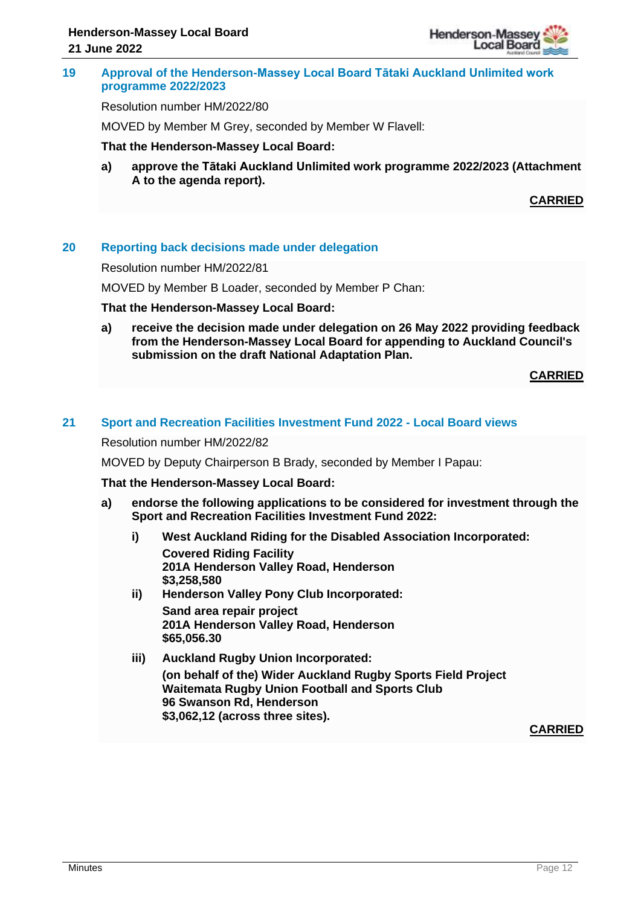## 19 Approval of the Henderson-Massey Local Board Tātaki Auckland Unlimited work programme 2022/2023

Resolution number HM/2022/80

MOVED by Member M Grey, seconded by Member W Flavell:

**That the Henderson-Massey Local Board:**

**a) approve the Tātaki Auckland Unlimited work programme 2022/2023 (Attachment A to the agenda report).**

**CARRIED**

## 20 Reporting back decisions made under delegation

Resolution number HM/2022/81

MOVED by Member B Loader, seconded by Member P Chan:

**That the Henderson-Massey Local Board:**

**a) receive the decision made under delegation on 26 May 2022 providing feedback from the Henderson-Massey Local Board for appending to Auckland Council's submission on the draft National Adaptation Plan.**

**CARRIED**

## 21 Sport and Recreation Facilities Investment Fund 2022 - Local Board views

Resolution number HM/2022/82

MOVED by Deputy Chairperson B Brady, seconded by Member I Papau:

**That the Henderson-Massey Local Board:**

**a) endorse the following applications to be considered for investment through the Sport and Recreation Facilities Investment Fund 2022:**

**i) West Auckland Riding for the Disabled Association Incorporated:**
**Covered Riding Facility**
**201A Henderson Valley Road, Henderson**
**$3,258,580**

**ii) Henderson Valley Pony Club Incorporated:**
**Sand area repair project**
**201A Henderson Valley Road, Henderson**
**$65,056.30**

**iii) Auckland Rugby Union Incorporated:**
**(on behalf of the) Wider Auckland Rugby Sports Field Project**
**Waitemata Rugby Union Football and Sports Club**
**96 Swanson Rd, Henderson**
**$3,062,12 (across three sites).**

**CARRIED**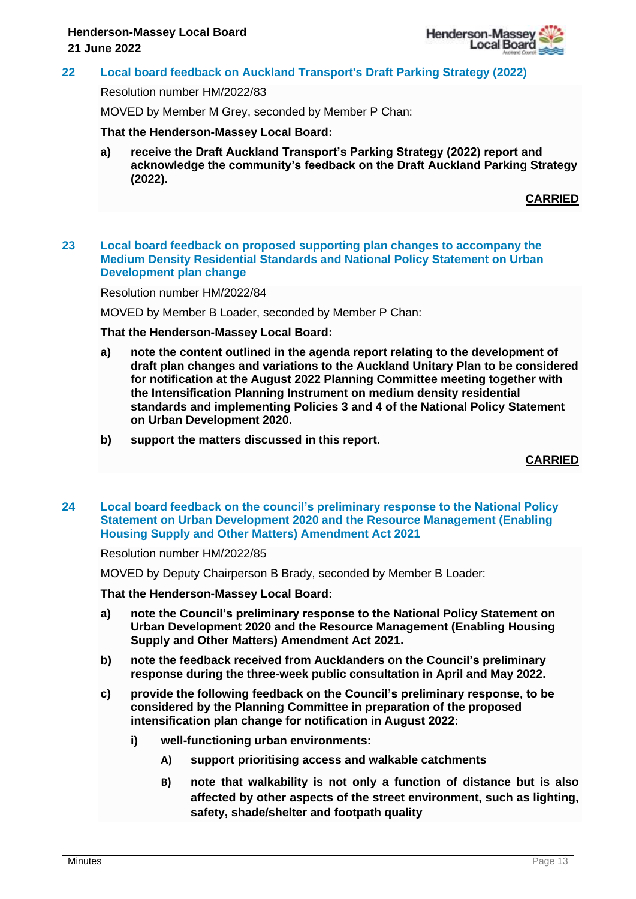## 22 Local board feedback on Auckland Transport's Draft Parking Strategy (2022)

Resolution number HM/2022/83

MOVED by Member M Grey, seconded by Member P Chan:

**That the Henderson-Massey Local Board:**

**a) receive the Draft Auckland Transport's Parking Strategy (2022) report and acknowledge the community's feedback on the Draft Auckland Parking Strategy (2022).**

**CARRIED**

## 23 Local board feedback on proposed supporting plan changes to accompany the Medium Density Residential Standards and National Policy Statement on Urban Development plan change

Resolution number HM/2022/84

MOVED by Member B Loader, seconded by Member P Chan:

**That the Henderson-Massey Local Board:**

**a) note the content outlined in the agenda report relating to the development of draft plan changes and variations to the Auckland Unitary Plan to be considered for notification at the August 2022 Planning Committee meeting together with the Intensification Planning Instrument on medium density residential standards and implementing Policies 3 and 4 of the National Policy Statement on Urban Development 2020.**

**b) support the matters discussed in this report.**

**CARRIED**

## 24 Local board feedback on the council's preliminary response to the National Policy Statement on Urban Development 2020 and the Resource Management (Enabling Housing Supply and Other Matters) Amendment Act 2021

Resolution number HM/2022/85

MOVED by Deputy Chairperson B Brady, seconded by Member B Loader:

**That the Henderson-Massey Local Board:**

**a) note the Council's preliminary response to the National Policy Statement on Urban Development 2020 and the Resource Management (Enabling Housing Supply and Other Matters) Amendment Act 2021.**

**b) note the feedback received from Aucklanders on the Council's preliminary response during the three-week public consultation in April and May 2022.**

**c) provide the following feedback on the Council's preliminary response, to be considered by the Planning Committee in preparation of the proposed intensification plan change for notification in August 2022:**

**i) well-functioning urban environments:**

**A) support prioritising access and walkable catchments**

**B) note that walkability is not only a function of distance but is also affected by other aspects of the street environment, such as lighting, safety, shade/shelter and footpath quality**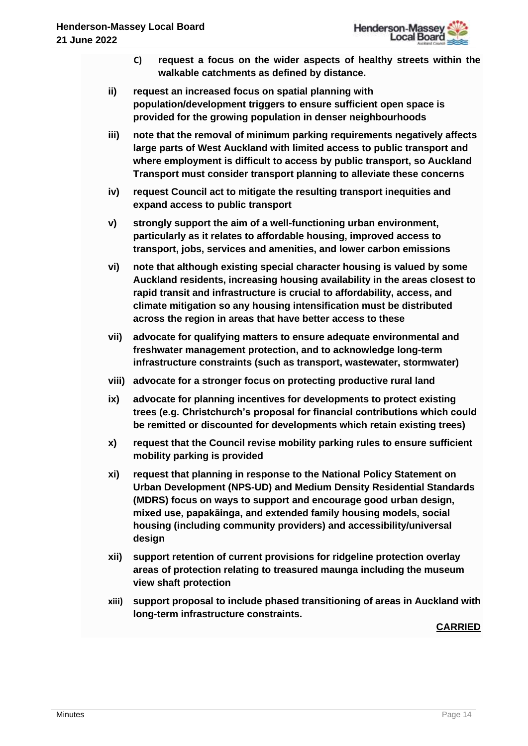**c) request a focus on the wider aspects of healthy streets within the walkable catchments as defined by distance.**

**ii) request an increased focus on spatial planning with population/development triggers to ensure sufficient open space is provided for the growing population in denser neighbourhoods**

**iii) note that the removal of minimum parking requirements negatively affects large parts of West Auckland with limited access to public transport and where employment is difficult to access by public transport, so Auckland Transport must consider transport planning to alleviate these concerns**

**iv) request Council act to mitigate the resulting transport inequities and expand access to public transport**

**v) strongly support the aim of a well-functioning urban environment, particularly as it relates to affordable housing, improved access to transport, jobs, services and amenities, and lower carbon emissions**

**vi) note that although existing special character housing is valued by some Auckland residents, increasing housing availability in the areas closest to rapid transit and infrastructure is crucial to affordability, access, and climate mitigation so any housing intensification must be distributed across the region in areas that have better access to these**

**vii) advocate for qualifying matters to ensure adequate environmental and freshwater management protection, and to acknowledge long-term infrastructure constraints (such as transport, wastewater, stormwater)**

**viii) advocate for a stronger focus on protecting productive rural land**

**ix) advocate for planning incentives for developments to protect existing trees (e.g. Christchurch's proposal for financial contributions which could be remitted or discounted for developments which retain existing trees)**

**x) request that the Council revise mobility parking rules to ensure sufficient mobility parking is provided**

**xi) request that planning in response to the National Policy Statement on Urban Development (NPS-UD) and Medium Density Residential Standards (MDRS) focus on ways to support and encourage good urban design, mixed use, papakāinga, and extended family housing models, social housing (including community providers) and accessibility/universal design**

**xii) support retention of current provisions for ridgeline protection overlay areas of protection relating to treasured maunga including the museum view shaft protection**

**xiii) support proposal to include phased transitioning of areas in Auckland with long-term infrastructure constraints.**

**CARRIED**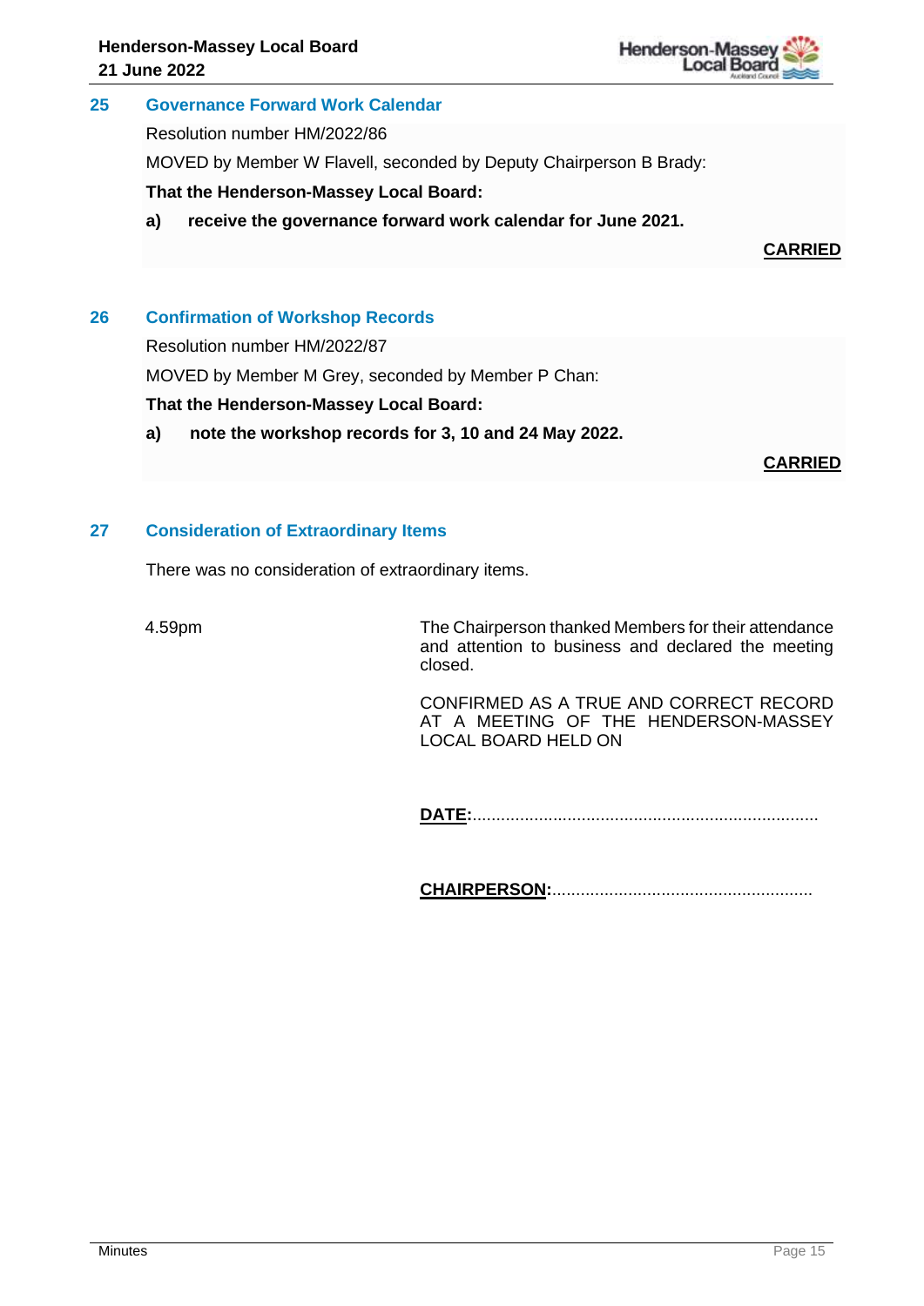## 25 Governance Forward Work Calendar

Resolution number HM/2022/86

MOVED by Member W Flavell, seconded by Deputy Chairperson B Brady:

**That the Henderson-Massey Local Board:**

**a) receive the governance forward work calendar for June 2021.**

**CARRIED**

## 26 Confirmation of Workshop Records

Resolution number HM/2022/87

MOVED by Member M Grey, seconded by Member P Chan:

**That the Henderson-Massey Local Board:**

**a) note the workshop records for 3, 10 and 24 May 2022.**

**CARRIED**

## 27 Consideration of Extraordinary Items

There was no consideration of extraordinary items.

4.59pm

The Chairperson thanked Members for their attendance and attention to business and declared the meeting closed.

CONFIRMED AS A TRUE AND CORRECT RECORD AT A MEETING OF THE HENDERSON-MASSEY LOCAL BOARD HELD ON

**DATE:**.........................................................................

**CHAIRPERSON:**.......................................................